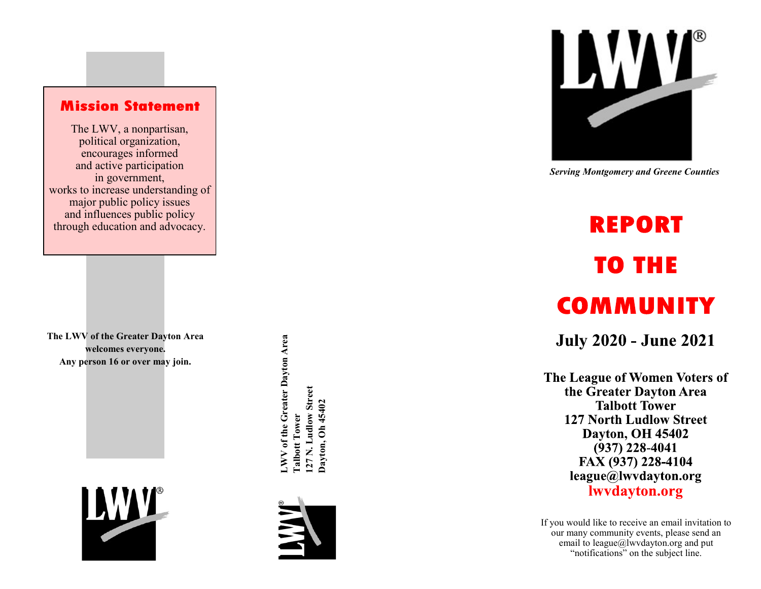## Mission Statement

The LWV, a nonpartisan,
political organization,
encourages informed
and active participation
in government,
works to increase understanding of
major public policy issues
and influences public policy
through education and advocacy.

**The LWV of the Greater Dayton Area welcomes everyone. Any person 16 or over may join.**

**LWV of the Greater Dayton Area**
**Talbott Tower**
**127 N. Ludlow Street**
**Dayton, Oh 45402**

*Serving Montgomery and Greene Counties*

# REPORT TO THE COMMUNITY

## July 2020 - June 2021

**The League of Women Voters of the Greater Dayton Area**
**Talbott Tower**
**127 North Ludlow Street**
**Dayton, OH 45402**
**(937) 228-4041**
**FAX (937) 228-4104**
**league@lwvdayton.org**
**lwvdayton.org**

If you would like to receive an email invitation to our many community events, please send an email to league@lwvdayton.org and put "notifications" on the subject line.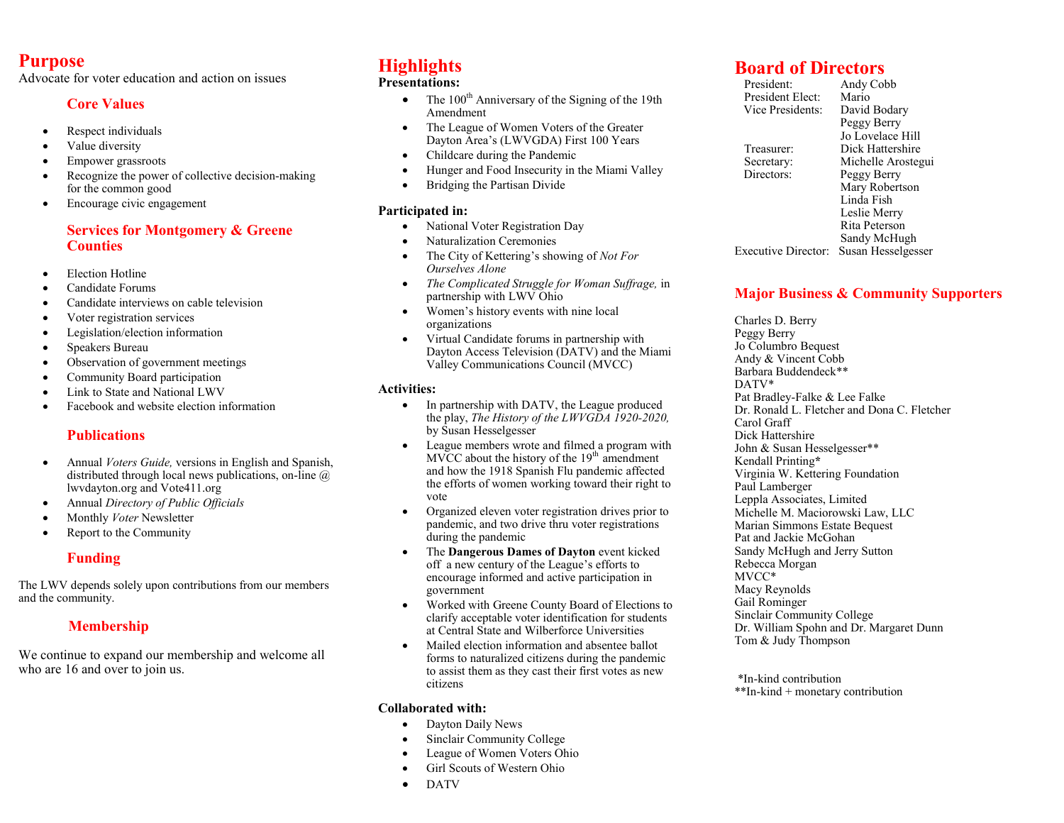# Purpose

Advocate for voter education and action on issues

## Core Values

- Respect individuals
- Value diversity
- Empower grassroots
- Recognize the power of collective decision-making for the common good
- Encourage civic engagement

## Services for Montgomery & Greene Counties

- Election Hotline
- Candidate Forums
- Candidate interviews on cable television
- Voter registration services
- Legislation/election information
- Speakers Bureau
- Observation of government meetings
- Community Board participation
- Link to State and National LWV
- Facebook and website election information

## Publications

- Annual *Voters Guide,* versions in English and Spanish, distributed through local news publications, on-line @ lwvdayton.org and Vote411.org
- Annual *Directory of Public Officials*
- Monthly *Voter* Newsletter
- Report to the Community

## Funding

The LWV depends solely upon contributions from our members and the community.

## Membership

We continue to expand our membership and welcome all who are 16 and over to join us.

# Highlights

**Presentations:**

- The 100th Anniversary of the Signing of the 19th Amendment
- The League of Women Voters of the Greater Dayton Area's (LWVGDA) First 100 Years
- Childcare during the Pandemic
- Hunger and Food Insecurity in the Miami Valley
- Bridging the Partisan Divide

**Participated in:**

- National Voter Registration Day
- Naturalization Ceremonies
- The City of Kettering's showing of *Not For Ourselves Alone*
- *The Complicated Struggle for Woman Suffrage,* in partnership with LWV Ohio
- Women's history events with nine local organizations
- Virtual Candidate forums in partnership with Dayton Access Television (DATV) and the Miami Valley Communications Council (MVCC)

**Activities:**

- In partnership with DATV, the League produced the play, *The History of the LWVGDA 1920-2020,* by Susan Hesselgesser
- League members wrote and filmed a program with MVCC about the history of the 19th amendment and how the 1918 Spanish Flu pandemic affected the efforts of women working toward their right to vote
- Organized eleven voter registration drives prior to pandemic, and two drive thru voter registrations during the pandemic
- The **Dangerous Dames of Dayton** event kicked off a new century of the League's efforts to encourage informed and active participation in government
- Worked with Greene County Board of Elections to clarify acceptable voter identification for students at Central State and Wilberforce Universities
- Mailed election information and absentee ballot forms to naturalized citizens during the pandemic to assist them as they cast their first votes as new citizens

**Collaborated with:**

- Dayton Daily News
- Sinclair Community College
- League of Women Voters Ohio
- Girl Scouts of Western Ohio
- DATV

# Board of Directors

| | |
|---|---|
| President: | Andy Cobb |
| President Elect: | Mario |
| Vice Presidents: | David Bodary |
| | Peggy Berry |
| | Jo Lovelace Hill |
| Treasurer: | Dick Hattershire |
| Secretary: | Michelle Arostegui |
| Directors: | Peggy Berry |
| | Mary Robertson |
| | Linda Fish |
| | Leslie Merry |
| | Rita Peterson |
| | Sandy McHugh |
| Executive Director: | Susan Hesselgesser |

## Major Business & Community Supporters

Charles D. Berry
Peggy Berry
Jo Columbro Bequest
Andy & Vincent Cobb
Barbara Buddendeck**
DATV*
Pat Bradley-Falke & Lee Falke
Dr. Ronald L. Fletcher and Dona C. Fletcher
Carol Graff
Dick Hattershire
John & Susan Hesselgesser**
Kendall Printing*
Virginia W. Kettering Foundation
Paul Lamberger
Leppla Associates, Limited
Michelle M. Maciorowski Law, LLC
Marian Simmons Estate Bequest
Pat and Jackie McGohan
Sandy McHugh and Jerry Sutton
Rebecca Morgan
MVCC*
Macy Reynolds
Gail Rominger
Sinclair Community College
Dr. William Spohn and Dr. Margaret Dunn
Tom & Judy Thompson

*In-kind contribution
**In-kind + monetary contribution